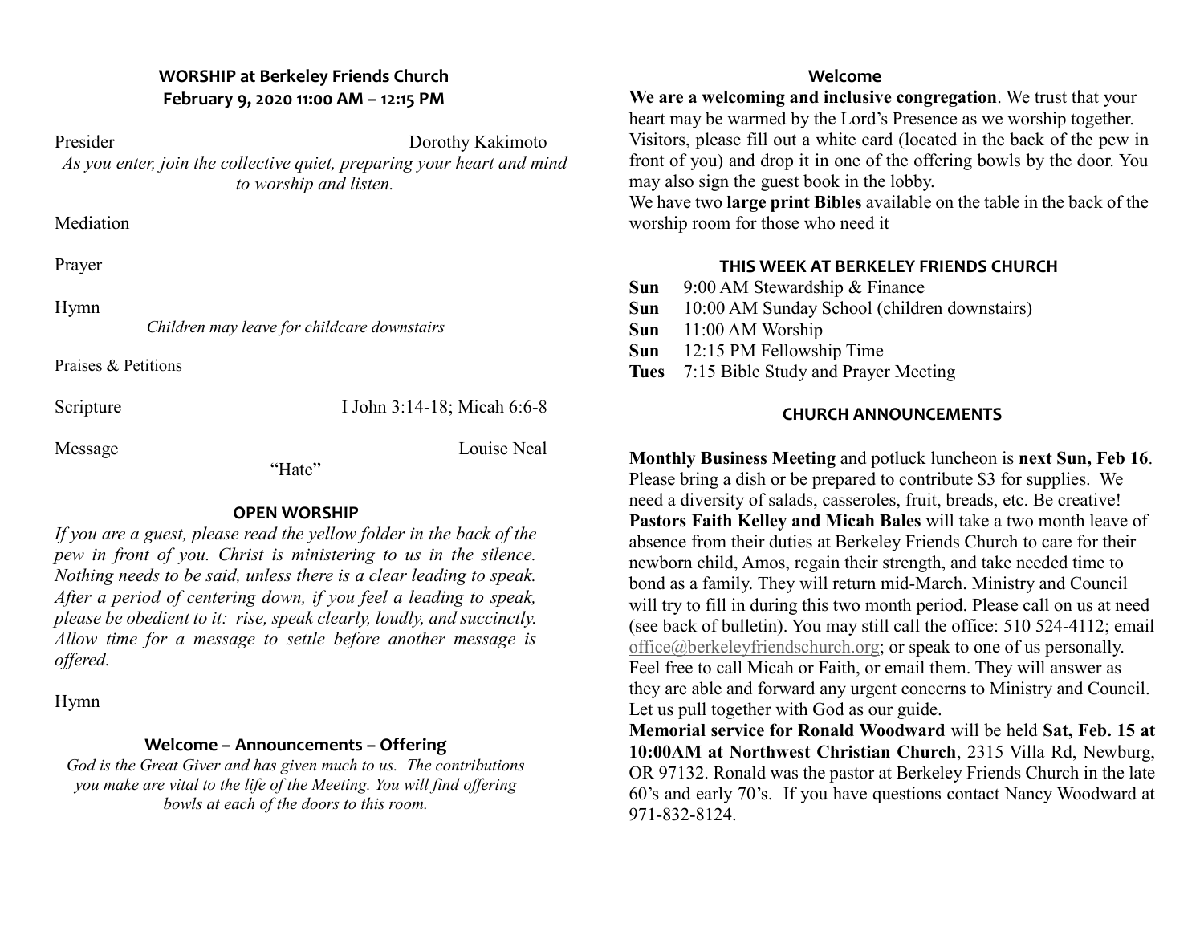## WORSHIP at Berkeley Friends Church
**February 9, 2020 11:00 AM – 12:15 PM**

Presider Dorothy Kakimoto

*As you enter, join the collective quiet, preparing your heart and mind to worship and listen.*

Mediation

Prayer

Hymn

*Children may leave for childcare downstairs*

Praises & Petitions

Scripture I John 3:14-18; Micah 6:6-8

Message Louise Neal

"Hate"

### OPEN WORSHIP

*If you are a guest, please read the yellow folder in the back of the pew in front of you. Christ is ministering to us in the silence. Nothing needs to be said, unless there is a clear leading to speak. After a period of centering down, if you feel a leading to speak, please be obedient to it: rise, speak clearly, loudly, and succinctly. Allow time for a message to settle before another message is offered.*

Hymn

### Welcome – Announcements – Offering

*God is the Great Giver and has given much to us. The contributions you make are vital to the life of the Meeting. You will find offering bowls at each of the doors to this room.*

### Welcome

**We are a welcoming and inclusive congregation**. We trust that your heart may be warmed by the Lord's Presence as we worship together. Visitors, please fill out a white card (located in the back of the pew in front of you) and drop it in one of the offering bowls by the door. You may also sign the guest book in the lobby.

We have two **large print Bibles** available on the table in the back of the worship room for those who need it

### THIS WEEK AT BERKELEY FRIENDS CHURCH

**Sun** 9:00 AM Stewardship & Finance
**Sun** 10:00 AM Sunday School (children downstairs)
**Sun** 11:00 AM Worship
**Sun** 12:15 PM Fellowship Time
**Tues** 7:15 Bible Study and Prayer Meeting

### CHURCH ANNOUNCEMENTS

**Monthly Business Meeting** and potluck luncheon is **next Sun, Feb 16**. Please bring a dish or be prepared to contribute $3 for supplies. We need a diversity of salads, casseroles, fruit, breads, etc. Be creative!

**Pastors Faith Kelley and Micah Bales** will take a two month leave of absence from their duties at Berkeley Friends Church to care for their newborn child, Amos, regain their strength, and take needed time to bond as a family. They will return mid-March. Ministry and Council will try to fill in during this two month period. Please call on us at need (see back of bulletin). You may still call the office: 510 524-4112; email office@berkeleyfriendschurch.org; or speak to one of us personally. Feel free to call Micah or Faith, or email them. They will answer as they are able and forward any urgent concerns to Ministry and Council. Let us pull together with God as our guide.

**Memorial service for Ronald Woodward** will be held **Sat, Feb. 15 at 10:00AM at Northwest Christian Church**, 2315 Villa Rd, Newburg, OR 97132. Ronald was the pastor at Berkeley Friends Church in the late 60's and early 70's. If you have questions contact Nancy Woodward at 971-832-8124.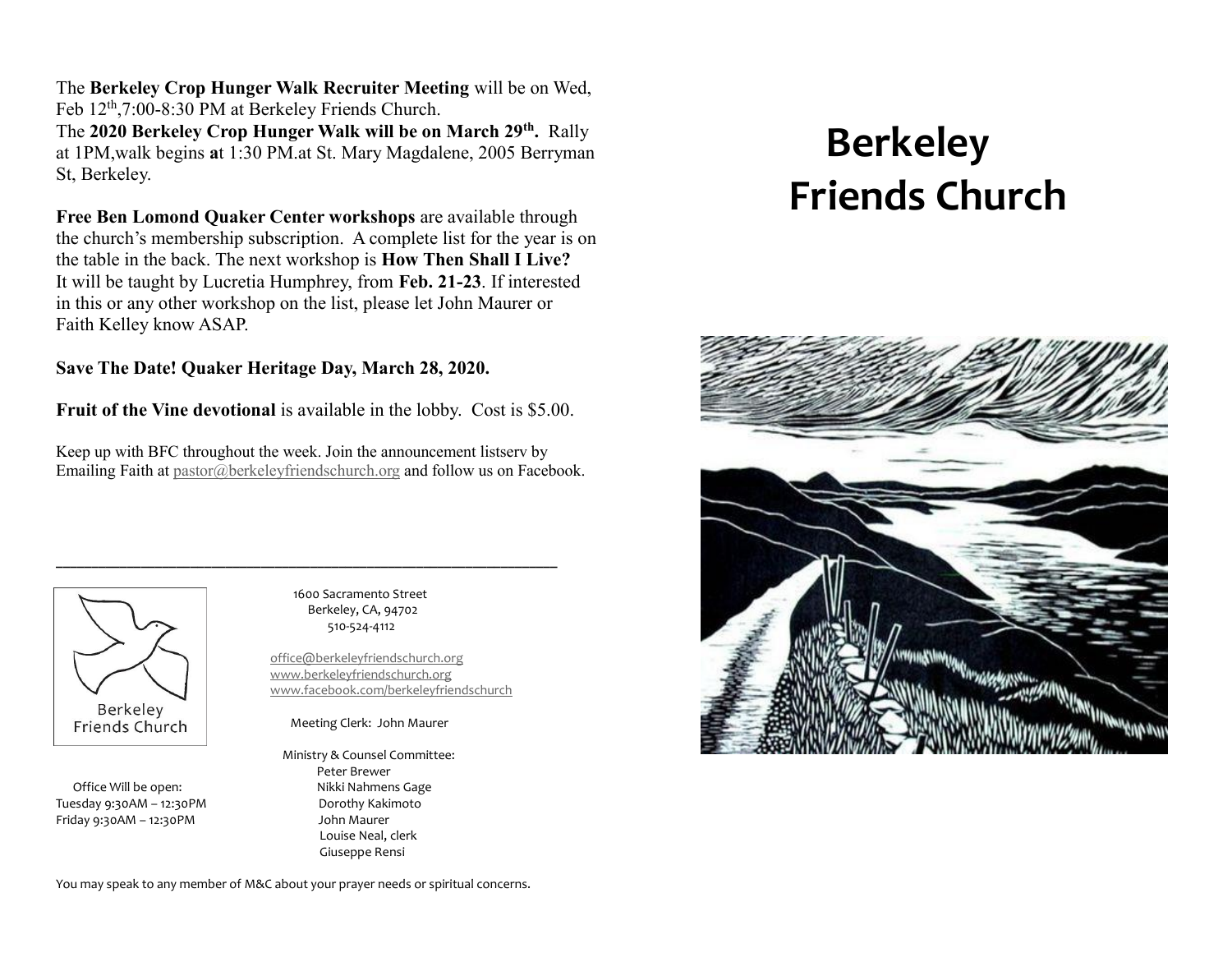The **Berkeley Crop Hunger Walk Recruiter Meeting** will be on Wed, Feb 12th,7:00-8:30 PM at Berkeley Friends Church.
The **2020 Berkeley Crop Hunger Walk will be on March 29th.** Rally at 1PM,walk begins **a**t 1:30 PM.at St. Mary Magdalene, 2005 Berryman St, Berkeley.

**Free Ben Lomond Quaker Center workshops** are available through the church's membership subscription. A complete list for the year is on the table in the back. The next workshop is **How Then Shall I Live?** It will be taught by Lucretia Humphrey, from **Feb. 21-23**. If interested in this or any other workshop on the list, please let John Maurer or Faith Kelley know ASAP.

**Save The Date! Quaker Heritage Day, March 28, 2020.**

**Fruit of the Vine devotional** is available in the lobby. Cost is $5.00.

Keep up with BFC throughout the week. Join the announcement listserv by Emailing Faith at pastor@berkeleyfriendschurch.org and follow us on Facebook.

---

Berkeley Friends Church

1600 Sacramento Street
Berkeley, CA, 94702
510-524-4112

office@berkeleyfriendschurch.org
www.berkeleyfriendschurch.org
www.facebook.com/berkeleyfriendschurch

Meeting Clerk: John Maurer

Ministry & Counsel Committee:
Peter Brewer
Nikki Nahmens Gage
Dorothy Kakimoto
John Maurer
Louise Neal, clerk
Giuseppe Rensi

Office Will be open:
Tuesday 9:30AM – 12:30PM
Friday 9:30AM – 12:30PM

You may speak to any member of M&C about your prayer needs or spiritual concerns.

# Berkeley Friends Church